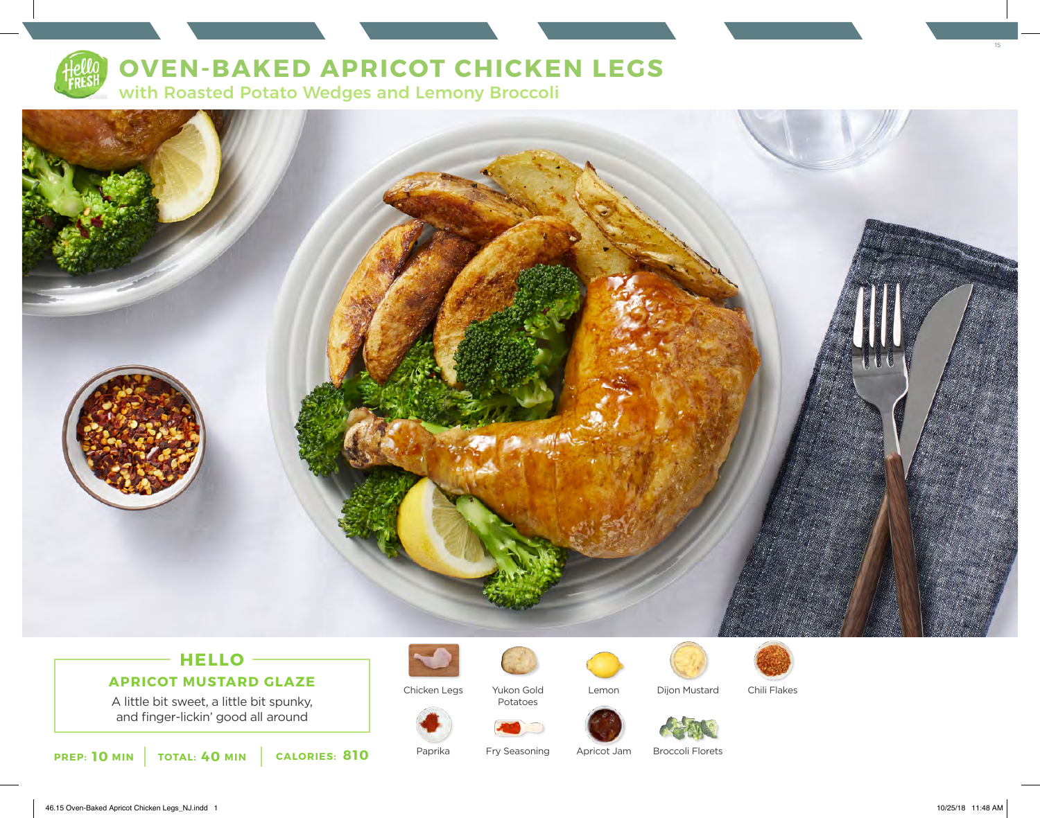# OVEN-BAKED APRICOT CHICKEN LEGS

## with Roasted Potato Wedges and Lemony Broccoli

### HELLO

**APRICOT MUSTARD GLAZE**

A little bit sweet, a little bit spunky, and finger-lickin' good all around

**PREP:** 10 MIN | **TOTAL:** 40 MIN | **CALORIES:** 810

- Chicken Legs
- Yukon Gold Potatoes
- Lemon
- Dijon Mustard
- Chili Flakes
- Paprika
- Fry Seasoning
- Apricot Jam
- Broccoli Florets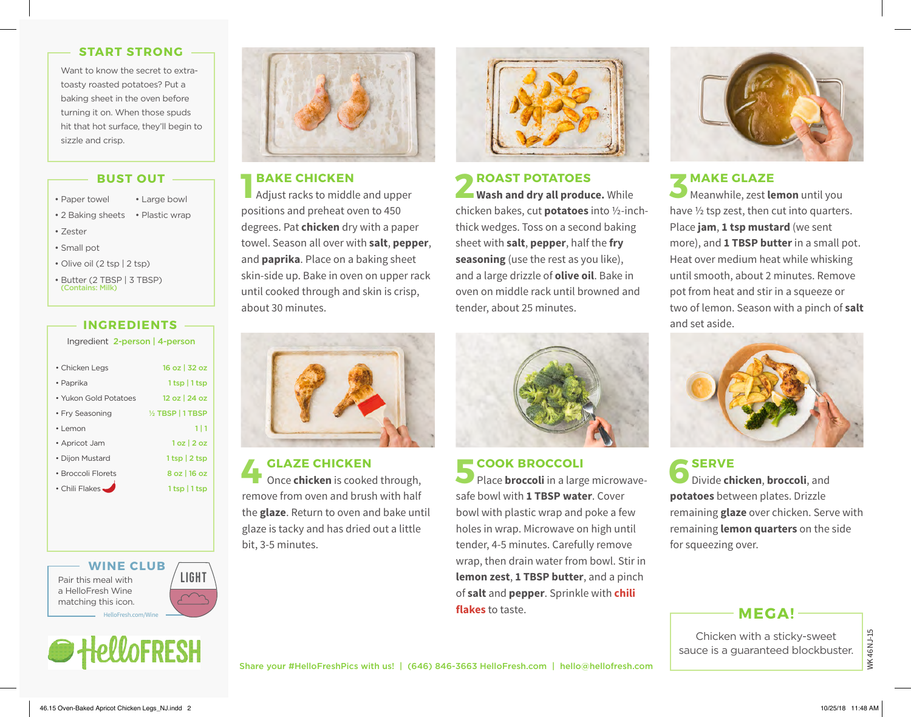## START STRONG

Want to know the secret to extra-toasty roasted potatoes? Put a baking sheet in the oven before turning it on. When those spuds hit that hot surface, they'll begin to sizzle and crisp.

## BUST OUT

- Paper towel
- Large bowl
- 2 Baking sheets
- Plastic wrap
- Zester
- Small pot
- Olive oil (2 tsp | 2 tsp)
- Butter (2 TBSP | 3 TBSP) (Contains: Milk)

## INGREDIENTS

| Ingredient | 2-person \| 4-person |
|---|---|
| Chicken Legs | 16 oz \| 32 oz |
| Paprika | 1 tsp \| 1 tsp |
| Yukon Gold Potatoes | 12 oz \| 24 oz |
| Fry Seasoning | ½ TBSP \| 1 TBSP |
| Lemon | 1 \| 1 |
| Apricot Jam | 1 oz \| 2 oz |
| Dijon Mustard | 1 tsp \| 2 tsp |
| Broccoli Florets | 8 oz \| 16 oz |
| Chili Flakes | 1 tsp \| 1 tsp |

## WINE CLUB

Pair this meal with a HelloFresh Wine matching this icon.

LIGHT

HelloFresh.com/Wine

HelloFRESH

## 1 BAKE CHICKEN

Adjust racks to middle and upper positions and preheat oven to 450 degrees. Pat **chicken** dry with a paper towel. Season all over with **salt**, **pepper**, and **paprika**. Place on a baking sheet skin-side up. Bake in oven on upper rack until cooked through and skin is crisp, about 30 minutes.

## 2 ROAST POTATOES

**Wash and dry all produce.** While chicken bakes, cut **potatoes** into ½-inch-thick wedges. Toss on a second baking sheet with **salt**, **pepper**, half the **fry seasoning** (use the rest as you like), and a large drizzle of **olive oil**. Bake in oven on middle rack until browned and tender, about 25 minutes.

## 3 MAKE GLAZE

Meanwhile, zest **lemon** until you have ½ tsp zest, then cut into quarters. Place **jam**, **1 tsp mustard** (we sent more), and **1 TBSP butter** in a small pot. Heat over medium heat while whisking until smooth, about 2 minutes. Remove pot from heat and stir in a squeeze or two of lemon. Season with a pinch of **salt** and set aside.

## 4 GLAZE CHICKEN

Once **chicken** is cooked through, remove from oven and brush with half the **glaze**. Return to oven and bake until glaze is tacky and has dried out a little bit, 3-5 minutes.

## 5 COOK BROCCOLI

Place **broccoli** in a large microwave-safe bowl with **1 TBSP water**. Cover bowl with plastic wrap and poke a few holes in wrap. Microwave on high until tender, 4-5 minutes. Carefully remove wrap, then drain water from bowl. Stir in **lemon zest**, **1 TBSP butter**, and a pinch of **salt** and **pepper**. Sprinkle with **chili flakes** to taste.

## 6 SERVE

Divide **chicken**, **broccoli**, and **potatoes** between plates. Drizzle remaining **glaze** over chicken. Serve with remaining **lemon quarters** on the side for squeezing over.

## MEGA!

Chicken with a sticky-sweet sauce is a guaranteed blockbuster.

WK 46 NJ-15

Share your #HelloFreshPics with us! | (646) 846-3663 HelloFresh.com | hello@hellofresh.com